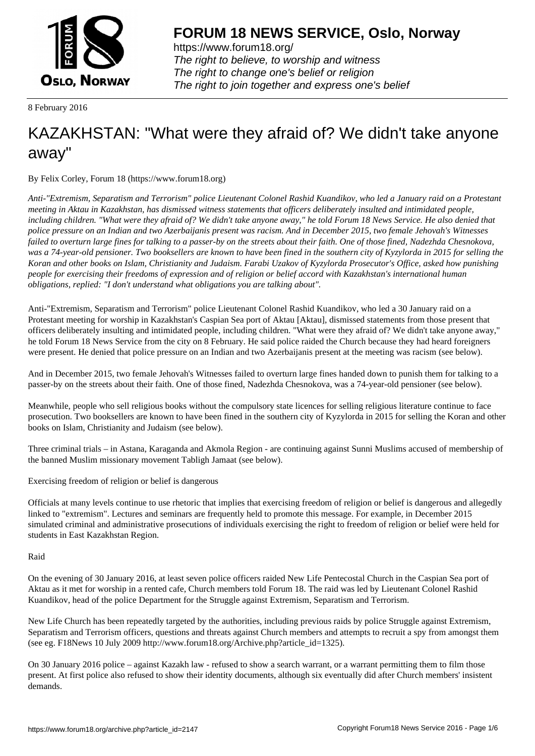**FORUM 18 NEWS SERVICE, Oslo, Norway**

https://www.forum18.org/
*The right to believe, to worship and witness*
*The right to change one's belief or religion*
*The right to join together and express one's belief*

8 February 2016

# KAZAKHSTAN: "What were they afraid of? We didn't take anyone away"

By Felix Corley, Forum 18 (https://www.forum18.org)

*Anti-"Extremism, Separatism and Terrorism" police Lieutenant Colonel Rashid Kuandikov, who led a January raid on a Protestant meeting in Aktau in Kazakhstan, has dismissed witness statements that officers deliberately insulted and intimidated people, including children. "What were they afraid of? We didn't take anyone away," he told Forum 18 News Service. He also denied that police pressure on an Indian and two Azerbaijanis present was racism. And in December 2015, two female Jehovah's Witnesses failed to overturn large fines for talking to a passer-by on the streets about their faith. One of those fined, Nadezhda Chesnokova, was a 74-year-old pensioner. Two booksellers are known to have been fined in the southern city of Kyzylorda in 2015 for selling the Koran and other books on Islam, Christianity and Judaism. Farabi Uzakov of Kyzylorda Prosecutor's Office, asked how punishing people for exercising their freedoms of expression and of religion or belief accord with Kazakhstan's international human obligations, replied: "I don't understand what obligations you are talking about".*

Anti-"Extremism, Separatism and Terrorism" police Lieutenant Colonel Rashid Kuandikov, who led a 30 January raid on a Protestant meeting for worship in Kazakhstan's Caspian Sea port of Aktau [Aktau], dismissed statements from those present that officers deliberately insulting and intimidated people, including children. "What were they afraid of? We didn't take anyone away," he told Forum 18 News Service from the city on 8 February. He said police raided the Church because they had heard foreigners were present. He denied that police pressure on an Indian and two Azerbaijanis present at the meeting was racism (see below).

And in December 2015, two female Jehovah's Witnesses failed to overturn large fines handed down to punish them for talking to a passer-by on the streets about their faith. One of those fined, Nadezhda Chesnokova, was a 74-year-old pensioner (see below).

Meanwhile, people who sell religious books without the compulsory state licences for selling religious literature continue to face prosecution. Two booksellers are known to have been fined in the southern city of Kyzylorda in 2015 for selling the Koran and other books on Islam, Christianity and Judaism (see below).

Three criminal trials – in Astana, Karaganda and Akmola Region - are continuing against Sunni Muslims accused of membership of the banned Muslim missionary movement Tabligh Jamaat (see below).

## Exercising freedom of religion or belief is dangerous

Officials at many levels continue to use rhetoric that implies that exercising freedom of religion or belief is dangerous and allegedly linked to "extremism". Lectures and seminars are frequently held to promote this message. For example, in December 2015 simulated criminal and administrative prosecutions of individuals exercising the right to freedom of religion or belief were held for students in East Kazakhstan Region.

## Raid

On the evening of 30 January 2016, at least seven police officers raided New Life Pentecostal Church in the Caspian Sea port of Aktau as it met for worship in a rented cafe, Church members told Forum 18. The raid was led by Lieutenant Colonel Rashid Kuandikov, head of the police Department for the Struggle against Extremism, Separatism and Terrorism.

New Life Church has been repeatedly targeted by the authorities, including previous raids by police Struggle against Extremism, Separatism and Terrorism officers, questions and threats against Church members and attempts to recruit a spy from amongst them (see eg. F18News 10 July 2009 http://www.forum18.org/Archive.php?article_id=1325).

On 30 January 2016 police – against Kazakh law - refused to show a search warrant, or a warrant permitting them to film those present. At first police also refused to show their identity documents, although six eventually did after Church members' insistent demands.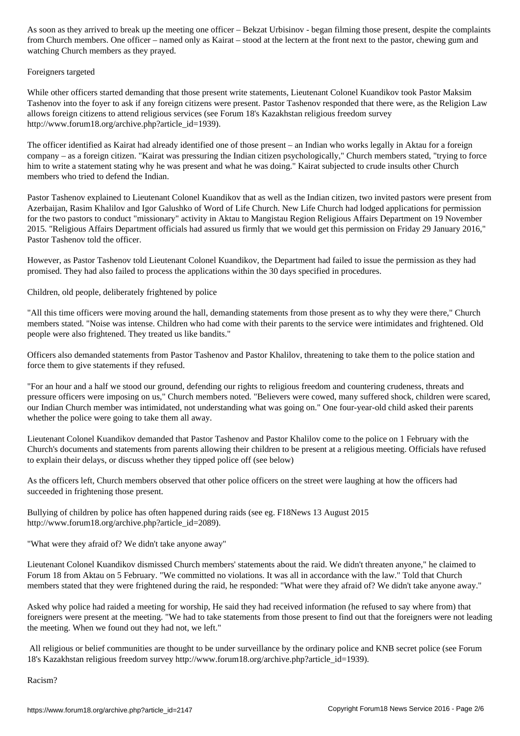As soon as they arrived to break up the meeting one officer – Bekzat Urbisinov - began filming those present, despite the complaints from Church members. One officer – named only as Kairat – stood at the lectern at the front next to the pastor, chewing gum and watching Church members as they prayed.

## Foreigners targeted

While other officers started demanding that those present write statements, Lieutenant Colonel Kuandikov took Pastor Maksim Tashenov into the foyer to ask if any foreign citizens were present. Pastor Tashenov responded that there were, as the Religion Law allows foreign citizens to attend religious services (see Forum 18's Kazakhstan religious freedom survey http://www.forum18.org/archive.php?article_id=1939).

The officer identified as Kairat had already identified one of those present – an Indian who works legally in Aktau for a foreign company – as a foreign citizen. "Kairat was pressuring the Indian citizen psychologically," Church members stated, "trying to force him to write a statement stating why he was present and what he was doing." Kairat subjected to crude insults other Church members who tried to defend the Indian.

Pastor Tashenov explained to Lieutenant Colonel Kuandikov that as well as the Indian citizen, two invited pastors were present from Azerbaijan, Rasim Khalilov and Igor Galushko of Word of Life Church. New Life Church had lodged applications for permission for the two pastors to conduct "missionary" activity in Aktau to Mangistau Region Religious Affairs Department on 19 November 2015. "Religious Affairs Department officials had assured us firmly that we would get this permission on Friday 29 January 2016," Pastor Tashenov told the officer.

However, as Pastor Tashenov told Lieutenant Colonel Kuandikov, the Department had failed to issue the permission as they had promised. They had also failed to process the applications within the 30 days specified in procedures.

## Children, old people, deliberately frightened by police

"All this time officers were moving around the hall, demanding statements from those present as to why they were there," Church members stated. "Noise was intense. Children who had come with their parents to the service were intimidates and frightened. Old people were also frightened. They treated us like bandits."

Officers also demanded statements from Pastor Tashenov and Pastor Khalilov, threatening to take them to the police station and force them to give statements if they refused.

"For an hour and a half we stood our ground, defending our rights to religious freedom and countering crudeness, threats and pressure officers were imposing on us," Church members noted. "Believers were cowed, many suffered shock, children were scared, our Indian Church member was intimidated, not understanding what was going on." One four-year-old child asked their parents whether the police were going to take them all away.

Lieutenant Colonel Kuandikov demanded that Pastor Tashenov and Pastor Khalilov come to the police on 1 February with the Church's documents and statements from parents allowing their children to be present at a religious meeting. Officials have refused to explain their delays, or discuss whether they tipped police off (see below)

As the officers left, Church members observed that other police officers on the street were laughing at how the officers had succeeded in frightening those present.

Bullying of children by police has often happened during raids (see eg. F18News 13 August 2015 http://www.forum18.org/archive.php?article_id=2089).

## "What were they afraid of? We didn't take anyone away"

Lieutenant Colonel Kuandikov dismissed Church members' statements about the raid. We didn't threaten anyone," he claimed to Forum 18 from Aktau on 5 February. "We committed no violations. It was all in accordance with the law." Told that Church members stated that they were frightened during the raid, he responded: "What were they afraid of? We didn't take anyone away."

Asked why police had raided a meeting for worship, He said they had received information (he refused to say where from) that foreigners were present at the meeting. "We had to take statements from those present to find out that the foreigners were not leading the meeting. When we found out they had not, we left."

All religious or belief communities are thought to be under surveillance by the ordinary police and KNB secret police (see Forum 18's Kazakhstan religious freedom survey http://www.forum18.org/archive.php?article_id=1939).

## Racism?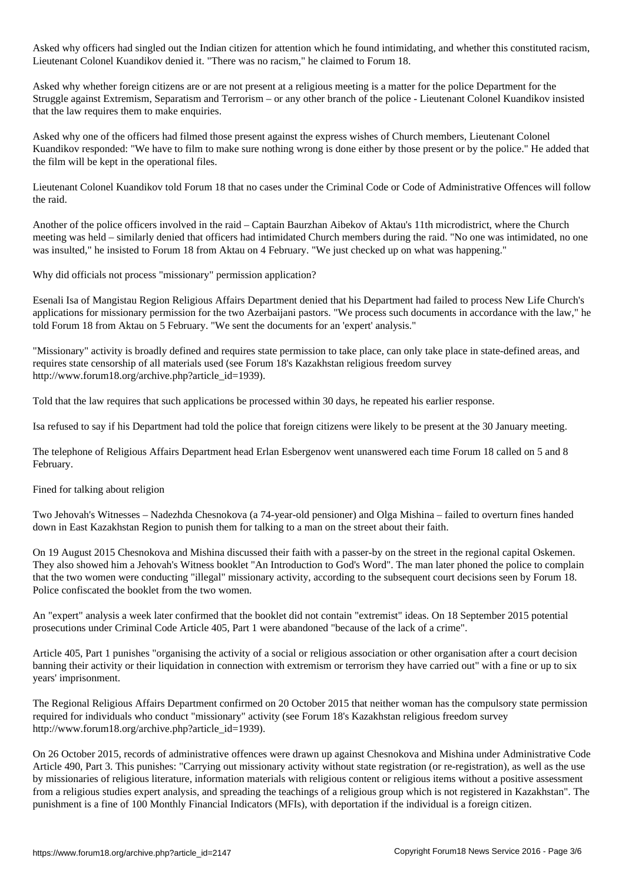Asked why officers had singled out the Indian citizen for attention which he found intimidating, and whether this constituted racism, Lieutenant Colonel Kuandikov denied it. "There was no racism," he claimed to Forum 18.

Asked why whether foreign citizens are or are not present at a religious meeting is a matter for the police Department for the Struggle against Extremism, Separatism and Terrorism – or any other branch of the police - Lieutenant Colonel Kuandikov insisted that the law requires them to make enquiries.

Asked why one of the officers had filmed those present against the express wishes of Church members, Lieutenant Colonel Kuandikov responded: "We have to film to make sure nothing wrong is done either by those present or by the police." He added that the film will be kept in the operational files.

Lieutenant Colonel Kuandikov told Forum 18 that no cases under the Criminal Code or Code of Administrative Offences will follow the raid.

Another of the police officers involved in the raid – Captain Baurzhan Aibekov of Aktau's 11th microdistrict, where the Church meeting was held – similarly denied that officers had intimidated Church members during the raid. "No one was intimidated, no one was insulted," he insisted to Forum 18 from Aktau on 4 February. "We just checked up on what was happening."

## Why did officials not process "missionary" permission application?

Esenali Isa of Mangistau Region Religious Affairs Department denied that his Department had failed to process New Life Church's applications for missionary permission for the two Azerbaijani pastors. "We process such documents in accordance with the law," he told Forum 18 from Aktau on 5 February. "We sent the documents for an 'expert' analysis."

"Missionary" activity is broadly defined and requires state permission to take place, can only take place in state-defined areas, and requires state censorship of all materials used (see Forum 18's Kazakhstan religious freedom survey http://www.forum18.org/archive.php?article_id=1939).

Told that the law requires that such applications be processed within 30 days, he repeated his earlier response.

Isa refused to say if his Department had told the police that foreign citizens were likely to be present at the 30 January meeting.

The telephone of Religious Affairs Department head Erlan Esbergenov went unanswered each time Forum 18 called on 5 and 8 February.

## Fined for talking about religion

Two Jehovah's Witnesses – Nadezhda Chesnokova (a 74-year-old pensioner) and Olga Mishina – failed to overturn fines handed down in East Kazakhstan Region to punish them for talking to a man on the street about their faith.

On 19 August 2015 Chesnokova and Mishina discussed their faith with a passer-by on the street in the regional capital Oskemen. They also showed him a Jehovah's Witness booklet "An Introduction to God's Word". The man later phoned the police to complain that the two women were conducting "illegal" missionary activity, according to the subsequent court decisions seen by Forum 18. Police confiscated the booklet from the two women.

An "expert" analysis a week later confirmed that the booklet did not contain "extremist" ideas. On 18 September 2015 potential prosecutions under Criminal Code Article 405, Part 1 were abandoned "because of the lack of a crime".

Article 405, Part 1 punishes "organising the activity of a social or religious association or other organisation after a court decision banning their activity or their liquidation in connection with extremism or terrorism they have carried out" with a fine or up to six years' imprisonment.

The Regional Religious Affairs Department confirmed on 20 October 2015 that neither woman has the compulsory state permission required for individuals who conduct "missionary" activity (see Forum 18's Kazakhstan religious freedom survey http://www.forum18.org/archive.php?article_id=1939).

On 26 October 2015, records of administrative offences were drawn up against Chesnokova and Mishina under Administrative Code Article 490, Part 3. This punishes: "Carrying out missionary activity without state registration (or re-registration), as well as the use by missionaries of religious literature, information materials with religious content or religious items without a positive assessment from a religious studies expert analysis, and spreading the teachings of a religious group which is not registered in Kazakhstan". The punishment is a fine of 100 Monthly Financial Indicators (MFIs), with deportation if the individual is a foreign citizen.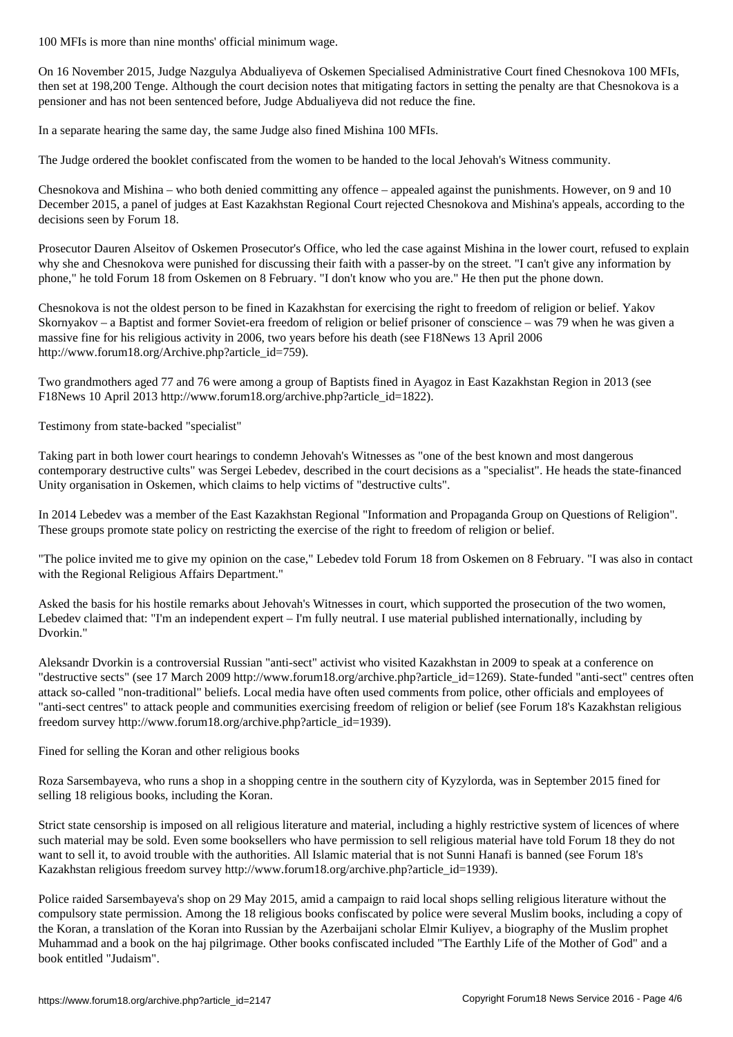100 MFIs is more than nine months' official minimum wage.

On 16 November 2015, Judge Nazgulya Abdualiyeva of Oskemen Specialised Administrative Court fined Chesnokova 100 MFIs, then set at 198,200 Tenge. Although the court decision notes that mitigating factors in setting the penalty are that Chesnokova is a pensioner and has not been sentenced before, Judge Abdualiyeva did not reduce the fine.

In a separate hearing the same day, the same Judge also fined Mishina 100 MFIs.

The Judge ordered the booklet confiscated from the women to be handed to the local Jehovah's Witness community.

Chesnokova and Mishina – who both denied committing any offence – appealed against the punishments. However, on 9 and 10 December 2015, a panel of judges at East Kazakhstan Regional Court rejected Chesnokova and Mishina's appeals, according to the decisions seen by Forum 18.

Prosecutor Dauren Alseitov of Oskemen Prosecutor's Office, who led the case against Mishina in the lower court, refused to explain why she and Chesnokova were punished for discussing their faith with a passer-by on the street. "I can't give any information by phone," he told Forum 18 from Oskemen on 8 February. "I don't know who you are." He then put the phone down.

Chesnokova is not the oldest person to be fined in Kazakhstan for exercising the right to freedom of religion or belief. Yakov Skornyakov – a Baptist and former Soviet-era freedom of religion or belief prisoner of conscience – was 79 when he was given a massive fine for his religious activity in 2006, two years before his death (see F18News 13 April 2006 http://www.forum18.org/Archive.php?article_id=759).

Two grandmothers aged 77 and 76 were among a group of Baptists fined in Ayagoz in East Kazakhstan Region in 2013 (see F18News 10 April 2013 http://www.forum18.org/archive.php?article_id=1822).

## Testimony from state-backed "specialist"

Taking part in both lower court hearings to condemn Jehovah's Witnesses as "one of the best known and most dangerous contemporary destructive cults" was Sergei Lebedev, described in the court decisions as a "specialist". He heads the state-financed Unity organisation in Oskemen, which claims to help victims of "destructive cults".

In 2014 Lebedev was a member of the East Kazakhstan Regional "Information and Propaganda Group on Questions of Religion". These groups promote state policy on restricting the exercise of the right to freedom of religion or belief.

"The police invited me to give my opinion on the case," Lebedev told Forum 18 from Oskemen on 8 February. "I was also in contact with the Regional Religious Affairs Department."

Asked the basis for his hostile remarks about Jehovah's Witnesses in court, which supported the prosecution of the two women, Lebedev claimed that: "I'm an independent expert – I'm fully neutral. I use material published internationally, including by Dvorkin."

Aleksandr Dvorkin is a controversial Russian "anti-sect" activist who visited Kazakhstan in 2009 to speak at a conference on "destructive sects" (see 17 March 2009 http://www.forum18.org/archive.php?article_id=1269). State-funded "anti-sect" centres often attack so-called "non-traditional" beliefs. Local media have often used comments from police, other officials and employees of "anti-sect centres" to attack people and communities exercising freedom of religion or belief (see Forum 18's Kazakhstan religious freedom survey http://www.forum18.org/archive.php?article_id=1939).

## Fined for selling the Koran and other religious books

Roza Sarsembayeva, who runs a shop in a shopping centre in the southern city of Kyzylorda, was in September 2015 fined for selling 18 religious books, including the Koran.

Strict state censorship is imposed on all religious literature and material, including a highly restrictive system of licences of where such material may be sold. Even some booksellers who have permission to sell religious material have told Forum 18 they do not want to sell it, to avoid trouble with the authorities. All Islamic material that is not Sunni Hanafi is banned (see Forum 18's Kazakhstan religious freedom survey http://www.forum18.org/archive.php?article_id=1939).

Police raided Sarsembayeva's shop on 29 May 2015, amid a campaign to raid local shops selling religious literature without the compulsory state permission. Among the 18 religious books confiscated by police were several Muslim books, including a copy of the Koran, a translation of the Koran into Russian by the Azerbaijani scholar Elmir Kuliyev, a biography of the Muslim prophet Muhammad and a book on the haj pilgrimage. Other books confiscated included "The Earthly Life of the Mother of God" and a book entitled "Judaism".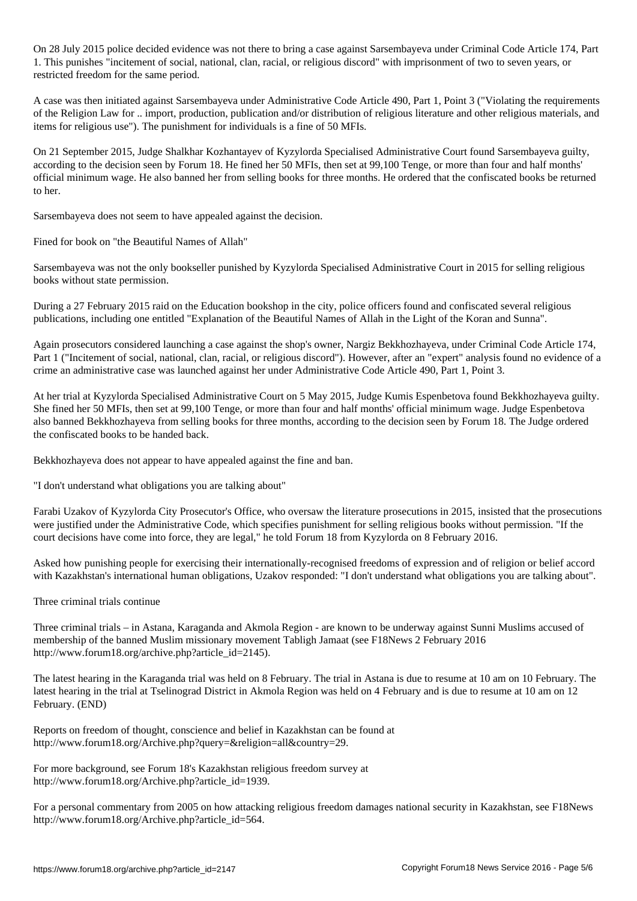On 28 July 2015 police decided evidence was not there to bring a case against Sarsembayeva under Criminal Code Article 174, Part 1. This punishes "incitement of social, national, clan, racial, or religious discord" with imprisonment of two to seven years, or restricted freedom for the same period.

A case was then initiated against Sarsembayeva under Administrative Code Article 490, Part 1, Point 3 ("Violating the requirements of the Religion Law for .. import, production, publication and/or distribution of religious literature and other religious materials, and items for religious use"). The punishment for individuals is a fine of 50 MFIs.

On 21 September 2015, Judge Shalkhar Kozhantayev of Kyzylorda Specialised Administrative Court found Sarsembayeva guilty, according to the decision seen by Forum 18. He fined her 50 MFIs, then set at 99,100 Tenge, or more than four and half months' official minimum wage. He also banned her from selling books for three months. He ordered that the confiscated books be returned to her.

Sarsembayeva does not seem to have appealed against the decision.

## Fined for book on "the Beautiful Names of Allah"

Sarsembayeva was not the only bookseller punished by Kyzylorda Specialised Administrative Court in 2015 for selling religious books without state permission.

During a 27 February 2015 raid on the Education bookshop in the city, police officers found and confiscated several religious publications, including one entitled "Explanation of the Beautiful Names of Allah in the Light of the Koran and Sunna".

Again prosecutors considered launching a case against the shop's owner, Nargiz Bekkhozhayeva, under Criminal Code Article 174, Part 1 ("Incitement of social, national, clan, racial, or religious discord"). However, after an "expert" analysis found no evidence of a crime an administrative case was launched against her under Administrative Code Article 490, Part 1, Point 3.

At her trial at Kyzylorda Specialised Administrative Court on 5 May 2015, Judge Kumis Espenbetova found Bekkhozhayeva guilty. She fined her 50 MFIs, then set at 99,100 Tenge, or more than four and half months' official minimum wage. Judge Espenbetova also banned Bekkhozhayeva from selling books for three months, according to the decision seen by Forum 18. The Judge ordered the confiscated books to be handed back.

Bekkhozhayeva does not appear to have appealed against the fine and ban.

## "I don't understand what obligations you are talking about"

Farabi Uzakov of Kyzylorda City Prosecutor's Office, who oversaw the literature prosecutions in 2015, insisted that the prosecutions were justified under the Administrative Code, which specifies punishment for selling religious books without permission. "If the court decisions have come into force, they are legal," he told Forum 18 from Kyzylorda on 8 February 2016.

Asked how punishing people for exercising their internationally-recognised freedoms of expression and of religion or belief accord with Kazakhstan's international human obligations, Uzakov responded: "I don't understand what obligations you are talking about".

## Three criminal trials continue

Three criminal trials – in Astana, Karaganda and Akmola Region - are known to be underway against Sunni Muslims accused of membership of the banned Muslim missionary movement Tabligh Jamaat (see F18News 2 February 2016 http://www.forum18.org/archive.php?article_id=2145).

The latest hearing in the Karaganda trial was held on 8 February. The trial in Astana is due to resume at 10 am on 10 February. The latest hearing in the trial at Tselinograd District in Akmola Region was held on 4 February and is due to resume at 10 am on 12 February. (END)

Reports on freedom of thought, conscience and belief in Kazakhstan can be found at http://www.forum18.org/Archive.php?query=&religion=all&country=29.

For more background, see Forum 18's Kazakhstan religious freedom survey at http://www.forum18.org/Archive.php?article_id=1939.

For a personal commentary from 2005 on how attacking religious freedom damages national security in Kazakhstan, see F18News http://www.forum18.org/Archive.php?article_id=564.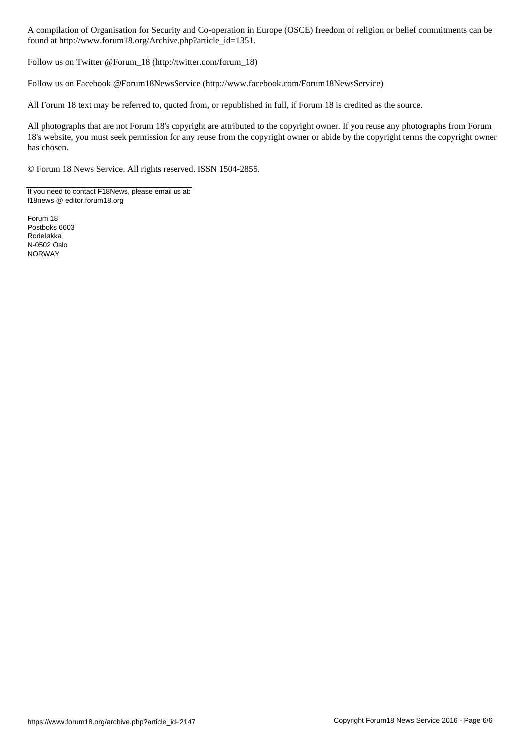A compilation of Organisation for Security and Co-operation in Europe (OSCE) freedom of religion or belief commitments can be found at http://www.forum18.org/Archive.php?article_id=1351.

Follow us on Twitter @Forum_18 (http://twitter.com/forum_18)

Follow us on Facebook @Forum18NewsService (http://www.facebook.com/Forum18NewsService)

All Forum 18 text may be referred to, quoted from, or republished in full, if Forum 18 is credited as the source.

All photographs that are not Forum 18's copyright are attributed to the copyright owner. If you reuse any photographs from Forum 18's website, you must seek permission for any reuse from the copyright owner or abide by the copyright terms the copyright owner has chosen.

© Forum 18 News Service. All rights reserved. ISSN 1504-2855.

If you need to contact F18News, please email us at:
f18news @ editor.forum18.org

Forum 18
Postboks 6603
Rodeløkka
N-0502 Oslo
NORWAY